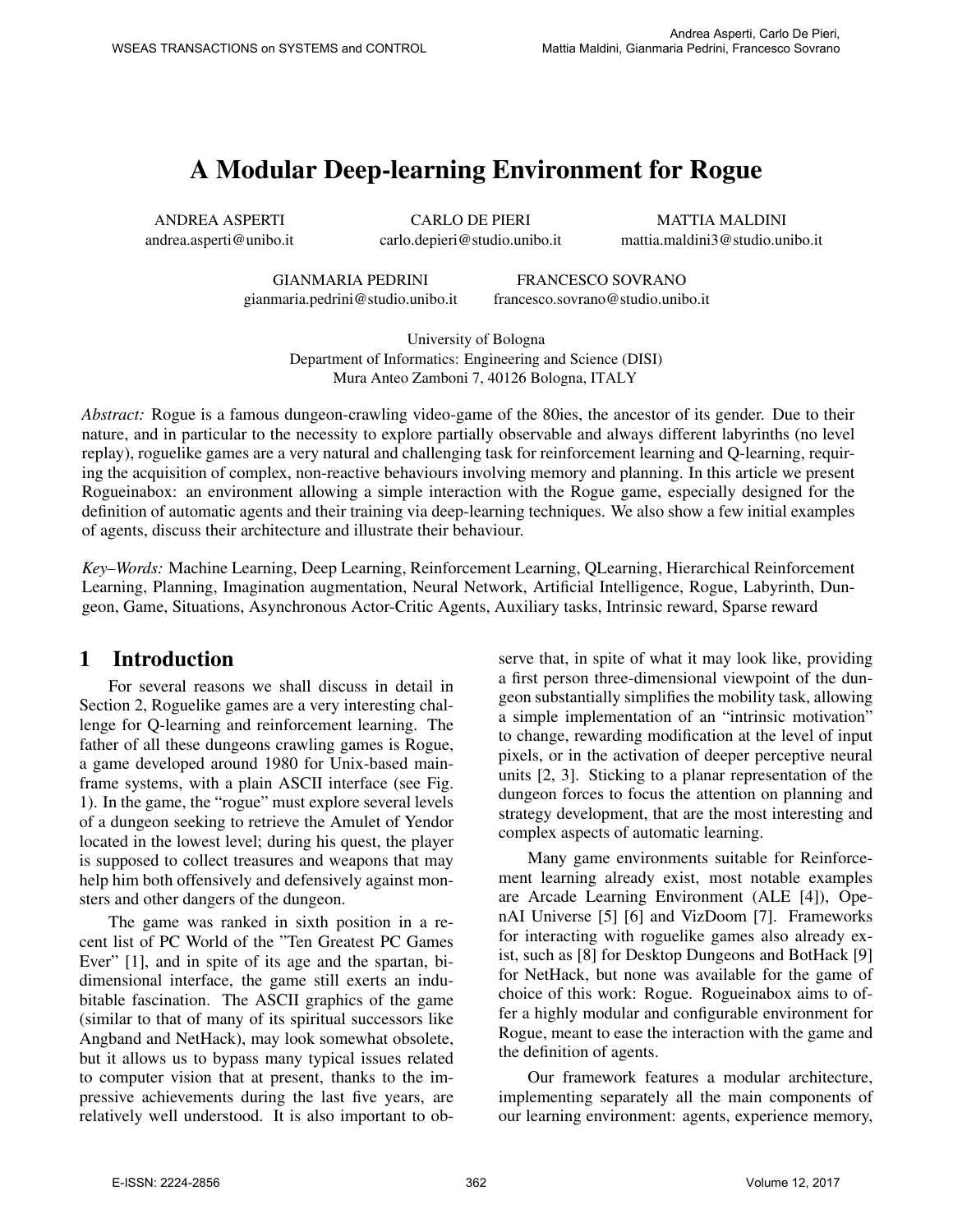# A Modular Deep-learning Environment for Rogue

ANDREA ASPERTI
andrea.asperti@unibo.it

CARLO DE PIERI
carlo.depieri@studio.unibo.it

MATTIA MALDINI
mattia.maldini3@studio.unibo.it

GIANMARIA PEDRINI
gianmaria.pedrini@studio.unibo.it

FRANCESCO SOVRANO
francesco.sovrano@studio.unibo.it

University of Bologna
Department of Informatics: Engineering and Science (DISI)
Mura Anteo Zamboni 7, 40126 Bologna, ITALY

*Abstract:* Rogue is a famous dungeon-crawling video-game of the 80ies, the ancestor of its gender. Due to their nature, and in particular to the necessity to explore partially observable and always different labyrinths (no level replay), roguelike games are a very natural and challenging task for reinforcement learning and Q-learning, requiring the acquisition of complex, non-reactive behaviours involving memory and planning. In this article we present Rogueinabox: an environment allowing a simple interaction with the Rogue game, especially designed for the definition of automatic agents and their training via deep-learning techniques. We also show a few initial examples of agents, discuss their architecture and illustrate their behaviour.

*Key–Words:* Machine Learning, Deep Learning, Reinforcement Learning, QLearning, Hierarchical Reinforcement Learning, Planning, Imagination augmentation, Neural Network, Artificial Intelligence, Rogue, Labyrinth, Dungeon, Game, Situations, Asynchronous Actor-Critic Agents, Auxiliary tasks, Intrinsic reward, Sparse reward

## 1 Introduction

For several reasons we shall discuss in detail in Section 2, Roguelike games are a very interesting challenge for Q-learning and reinforcement learning. The father of all these dungeons crawling games is Rogue, a game developed around 1980 for Unix-based mainframe systems, with a plain ASCII interface (see Fig. 1). In the game, the "rogue" must explore several levels of a dungeon seeking to retrieve the Amulet of Yendor located in the lowest level; during his quest, the player is supposed to collect treasures and weapons that may help him both offensively and defensively against monsters and other dangers of the dungeon.

The game was ranked in sixth position in a recent list of PC World of the "Ten Greatest PC Games Ever" [1], and in spite of its age and the spartan, bidimensional interface, the game still exerts an indubitable fascination. The ASCII graphics of the game (similar to that of many of its spiritual successors like Angband and NetHack), may look somewhat obsolete, but it allows us to bypass many typical issues related to computer vision that at present, thanks to the impressive achievements during the last five years, are relatively well understood. It is also important to observe that, in spite of what it may look like, providing a first person three-dimensional viewpoint of the dungeon substantially simplifies the mobility task, allowing a simple implementation of an "intrinsic motivation" to change, rewarding modification at the level of input pixels, or in the activation of deeper perceptive neural units [2, 3]. Sticking to a planar representation of the dungeon forces to focus the attention on planning and strategy development, that are the most interesting and complex aspects of automatic learning.

Many game environments suitable for Reinforcement learning already exist, most notable examples are Arcade Learning Environment (ALE [4]), OpenAI Universe [5] [6] and VizDoom [7]. Frameworks for interacting with roguelike games also already exist, such as [8] for Desktop Dungeons and BotHack [9] for NetHack, but none was available for the game of choice of this work: Rogue. Rogueinabox aims to offer a highly modular and configurable environment for Rogue, meant to ease the interaction with the game and the definition of agents.

Our framework features a modular architecture, implementing separately all the main components of our learning environment: agents, experience memory,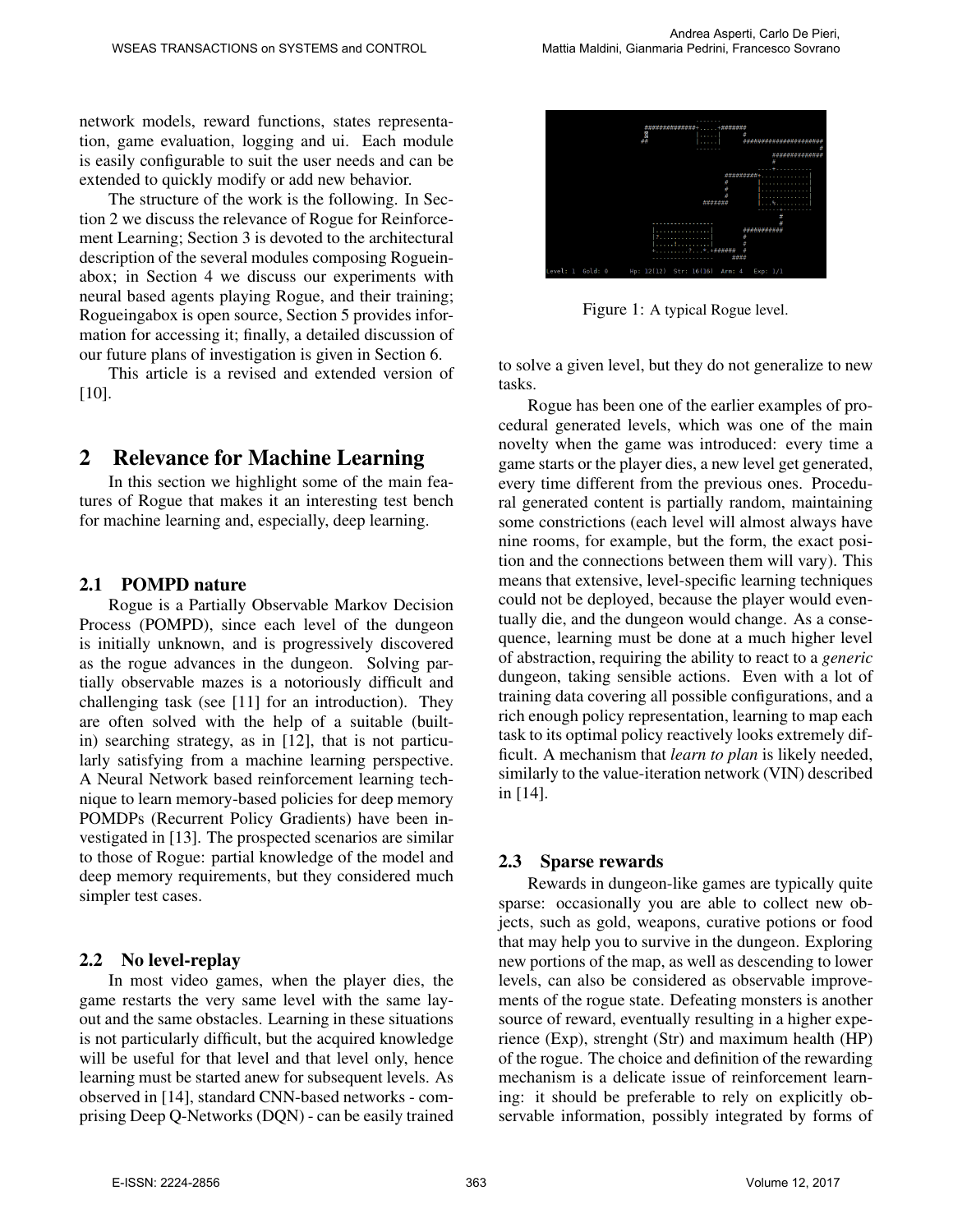network models, reward functions, states representation, game evaluation, logging and ui. Each module is easily configurable to suit the user needs and can be extended to quickly modify or add new behavior.

The structure of the work is the following. In Section 2 we discuss the relevance of Rogue for Reinforcement Learning; Section 3 is devoted to the architectural description of the several modules composing Rogueinabox; in Section 4 we discuss our experiments with neural based agents playing Rogue, and their training; Rogueingabox is open source, Section 5 provides information for accessing it; finally, a detailed discussion of our future plans of investigation is given in Section 6.

This article is a revised and extended version of [10].

## 2 Relevance for Machine Learning

In this section we highlight some of the main features of Rogue that makes it an interesting test bench for machine learning and, especially, deep learning.

### 2.1 POMPD nature

Rogue is a Partially Observable Markov Decision Process (POMPD), since each level of the dungeon is initially unknown, and is progressively discovered as the rogue advances in the dungeon. Solving partially observable mazes is a notoriously difficult and challenging task (see [11] for an introduction). They are often solved with the help of a suitable (built-in) searching strategy, as in [12], that is not particularly satisfying from a machine learning perspective. A Neural Network based reinforcement learning technique to learn memory-based policies for deep memory POMDPs (Recurrent Policy Gradients) have been investigated in [13]. The prospected scenarios are similar to those of Rogue: partial knowledge of the model and deep memory requirements, but they considered much simpler test cases.

### 2.2 No level-replay

In most video games, when the player dies, the game restarts the very same level with the same layout and the same obstacles. Learning in these situations is not particularly difficult, but the acquired knowledge will be useful for that level and that level only, hence learning must be started anew for subsequent levels. As observed in [14], standard CNN-based networks - comprising Deep Q-Networks (DQN) - can be easily trained to solve a given level, but they do not generalize to new tasks.

Figure 1: A typical Rogue level.

Rogue has been one of the earlier examples of procedural generated levels, which was one of the main novelty when the game was introduced: every time a game starts or the player dies, a new level get generated, every time different from the previous ones. Procedural generated content is partially random, maintaining some constrictions (each level will almost always have nine rooms, for example, but the form, the exact position and the connections between them will vary). This means that extensive, level-specific learning techniques could not be deployed, because the player would eventually die, and the dungeon would change. As a consequence, learning must be done at a much higher level of abstraction, requiring the ability to react to a *generic* dungeon, taking sensible actions. Even with a lot of training data covering all possible configurations, and a rich enough policy representation, learning to map each task to its optimal policy reactively looks extremely difficult. A mechanism that *learn to plan* is likely needed, similarly to the value-iteration network (VIN) described in [14].

### 2.3 Sparse rewards

Rewards in dungeon-like games are typically quite sparse: occasionally you are able to collect new objects, such as gold, weapons, curative potions or food that may help you to survive in the dungeon. Exploring new portions of the map, as well as descending to lower levels, can also be considered as observable improvements of the rogue state. Defeating monsters is another source of reward, eventually resulting in a higher experience (Exp), strenght (Str) and maximum health (HP) of the rogue. The choice and definition of the rewarding mechanism is a delicate issue of reinforcement learning: it should be preferable to rely on explicitly observable information, possibly integrated by forms of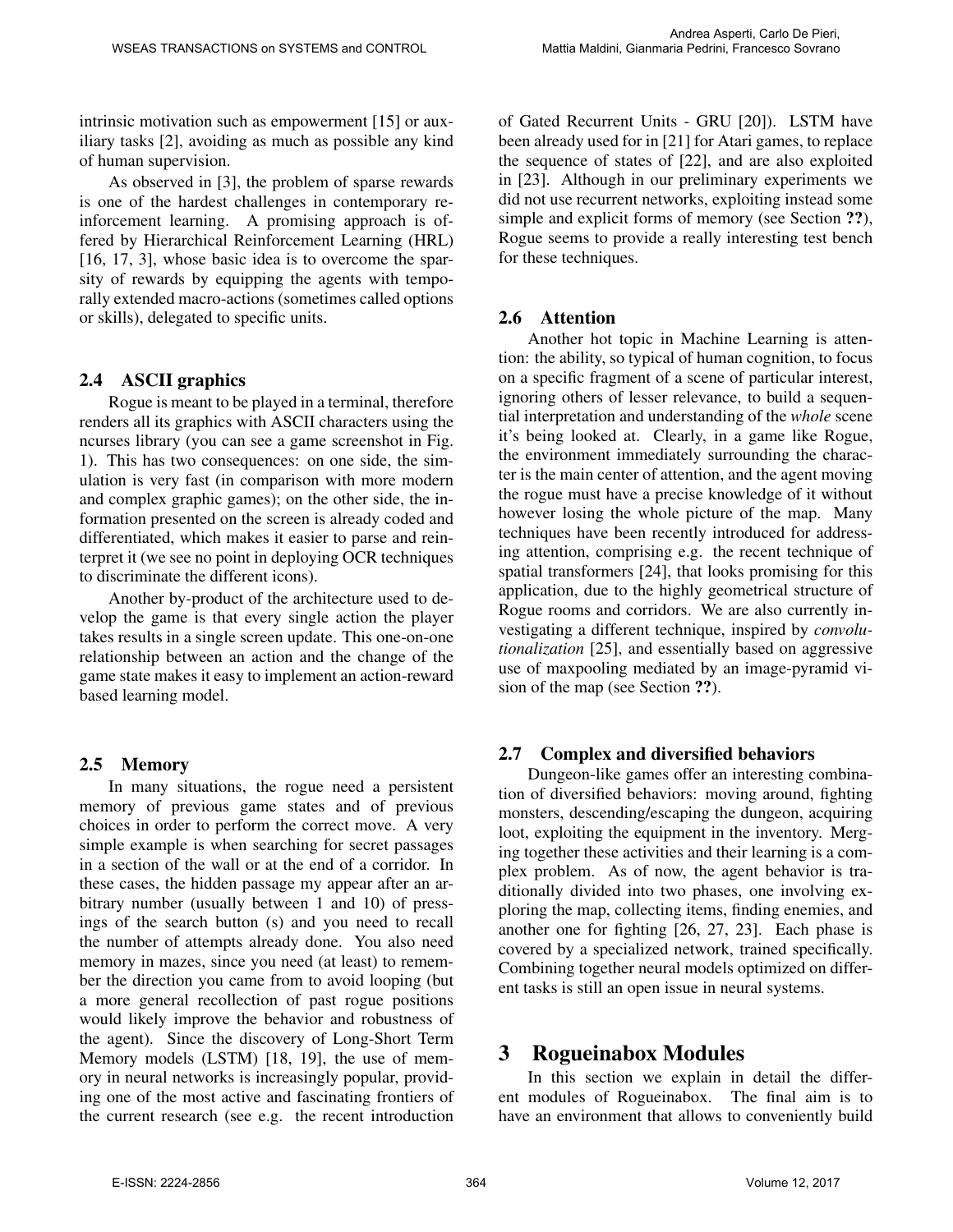intrinsic motivation such as empowerment [15] or auxiliary tasks [2], avoiding as much as possible any kind of human supervision.

As observed in [3], the problem of sparse rewards is one of the hardest challenges in contemporary reinforcement learning. A promising approach is offered by Hierarchical Reinforcement Learning (HRL) [16, 17, 3], whose basic idea is to overcome the sparsity of rewards by equipping the agents with temporally extended macro-actions (sometimes called options or skills), delegated to specific units.

### 2.4 ASCII graphics

Rogue is meant to be played in a terminal, therefore renders all its graphics with ASCII characters using the ncurses library (you can see a game screenshot in Fig. 1). This has two consequences: on one side, the simulation is very fast (in comparison with more modern and complex graphic games); on the other side, the information presented on the screen is already coded and differentiated, which makes it easier to parse and reinterpret it (we see no point in deploying OCR techniques to discriminate the different icons).

Another by-product of the architecture used to develop the game is that every single action the player takes results in a single screen update. This one-on-one relationship between an action and the change of the game state makes it easy to implement an action-reward based learning model.

### 2.5 Memory

In many situations, the rogue need a persistent memory of previous game states and of previous choices in order to perform the correct move. A very simple example is when searching for secret passages in a section of the wall or at the end of a corridor. In these cases, the hidden passage my appear after an arbitrary number (usually between 1 and 10) of pressings of the search button (s) and you need to recall the number of attempts already done. You also need memory in mazes, since you need (at least) to remember the direction you came from to avoid looping (but a more general recollection of past rogue positions would likely improve the behavior and robustness of the agent). Since the discovery of Long-Short Term Memory models (LSTM) [18, 19], the use of memory in neural networks is increasingly popular, providing one of the most active and fascinating frontiers of the current research (see e.g. the recent introduction of Gated Recurrent Units - GRU [20]). LSTM have been already used for in [21] for Atari games, to replace the sequence of states of [22], and are also exploited in [23]. Although in our preliminary experiments we did not use recurrent networks, exploiting instead some simple and explicit forms of memory (see Section **??**), Rogue seems to provide a really interesting test bench for these techniques.

### 2.6 Attention

Another hot topic in Machine Learning is attention: the ability, so typical of human cognition, to focus on a specific fragment of a scene of particular interest, ignoring others of lesser relevance, to build a sequential interpretation and understanding of the *whole* scene it's being looked at. Clearly, in a game like Rogue, the environment immediately surrounding the character is the main center of attention, and the agent moving the rogue must have a precise knowledge of it without however losing the whole picture of the map. Many techniques have been recently introduced for addressing attention, comprising e.g. the recent technique of spatial transformers [24], that looks promising for this application, due to the highly geometrical structure of Rogue rooms and corridors. We are also currently investigating a different technique, inspired by *convolutionalization* [25], and essentially based on aggressive use of maxpooling mediated by an image-pyramid vision of the map (see Section **??**).

### 2.7 Complex and diversified behaviors

Dungeon-like games offer an interesting combination of diversified behaviors: moving around, fighting monsters, descending/escaping the dungeon, acquiring loot, exploiting the equipment in the inventory. Merging together these activities and their learning is a complex problem. As of now, the agent behavior is traditionally divided into two phases, one involving exploring the map, collecting items, finding enemies, and another one for fighting [26, 27, 23]. Each phase is covered by a specialized network, trained specifically. Combining together neural models optimized on different tasks is still an open issue in neural systems.

## 3 Rogueinabox Modules

In this section we explain in detail the different modules of Rogueinabox. The final aim is to have an environment that allows to conveniently build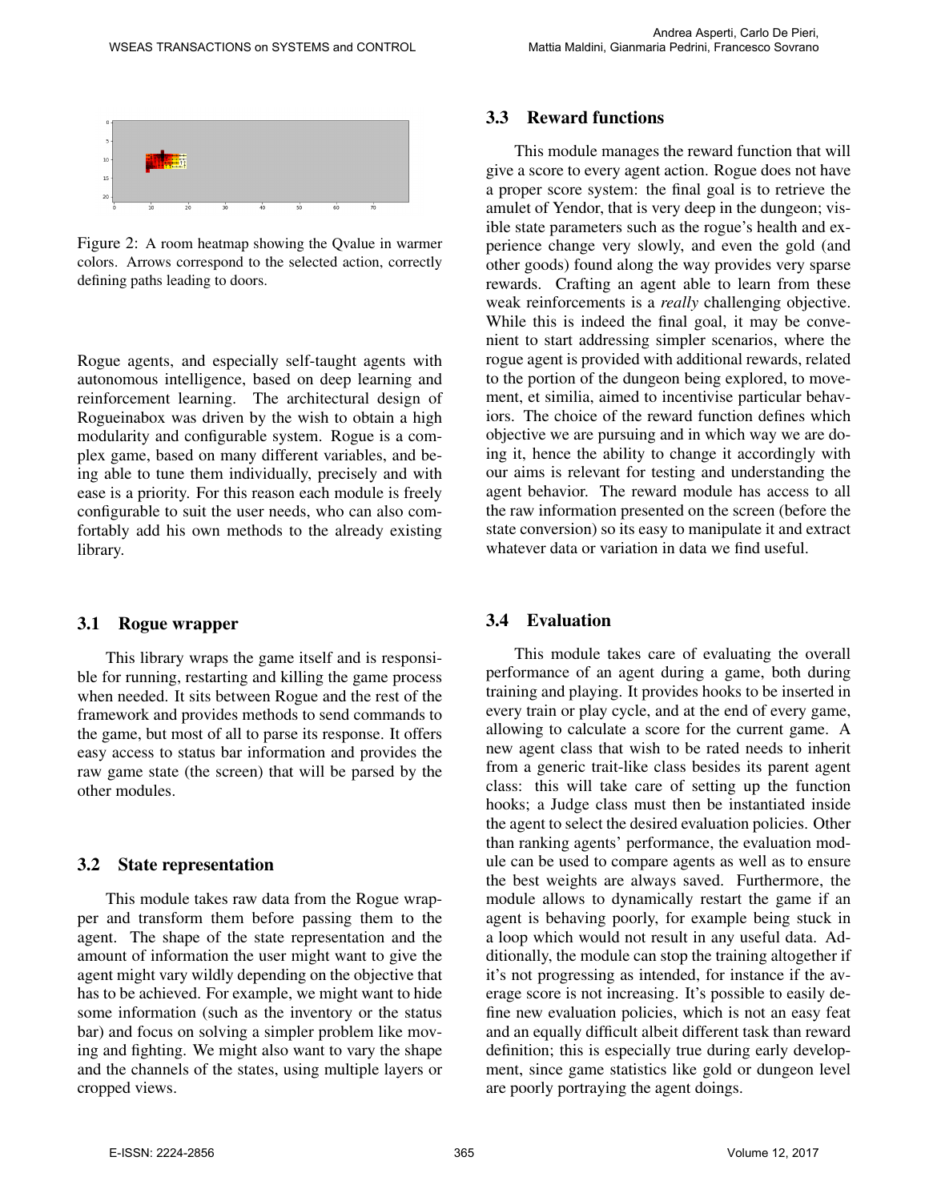Figure 2: A room heatmap showing the Qvalue in warmer colors. Arrows correspond to the selected action, correctly defining paths leading to doors.

Rogue agents, and especially self-taught agents with autonomous intelligence, based on deep learning and reinforcement learning. The architectural design of Rogueinabox was driven by the wish to obtain a high modularity and configurable system. Rogue is a complex game, based on many different variables, and being able to tune them individually, precisely and with ease is a priority. For this reason each module is freely configurable to suit the user needs, who can also comfortably add his own methods to the already existing library.

### 3.1 Rogue wrapper

This library wraps the game itself and is responsible for running, restarting and killing the game process when needed. It sits between Rogue and the rest of the framework and provides methods to send commands to the game, but most of all to parse its response. It offers easy access to status bar information and provides the raw game state (the screen) that will be parsed by the other modules.

### 3.2 State representation

This module takes raw data from the Rogue wrapper and transform them before passing them to the agent. The shape of the state representation and the amount of information the user might want to give the agent might vary wildly depending on the objective that has to be achieved. For example, we might want to hide some information (such as the inventory or the status bar) and focus on solving a simpler problem like moving and fighting. We might also want to vary the shape and the channels of the states, using multiple layers or cropped views.

### 3.3 Reward functions

This module manages the reward function that will give a score to every agent action. Rogue does not have a proper score system: the final goal is to retrieve the amulet of Yendor, that is very deep in the dungeon; visible state parameters such as the rogue's health and experience change very slowly, and even the gold (and other goods) found along the way provides very sparse rewards. Crafting an agent able to learn from these weak reinforcements is a *really* challenging objective. While this is indeed the final goal, it may be convenient to start addressing simpler scenarios, where the rogue agent is provided with additional rewards, related to the portion of the dungeon being explored, to movement, et similia, aimed to incentivise particular behaviors. The choice of the reward function defines which objective we are pursuing and in which way we are doing it, hence the ability to change it accordingly with our aims is relevant for testing and understanding the agent behavior. The reward module has access to all the raw information presented on the screen (before the state conversion) so its easy to manipulate it and extract whatever data or variation in data we find useful.

### 3.4 Evaluation

This module takes care of evaluating the overall performance of an agent during a game, both during training and playing. It provides hooks to be inserted in every train or play cycle, and at the end of every game, allowing to calculate a score for the current game. A new agent class that wish to be rated needs to inherit from a generic trait-like class besides its parent agent class: this will take care of setting up the function hooks; a Judge class must then be instantiated inside the agent to select the desired evaluation policies. Other than ranking agents' performance, the evaluation module can be used to compare agents as well as to ensure the best weights are always saved. Furthermore, the module allows to dynamically restart the game if an agent is behaving poorly, for example being stuck in a loop which would not result in any useful data. Additionally, the module can stop the training altogether if it's not progressing as intended, for instance if the average score is not increasing. It's possible to easily define new evaluation policies, which is not an easy feat and an equally difficult albeit different task than reward definition; this is especially true during early development, since game statistics like gold or dungeon level are poorly portraying the agent doings.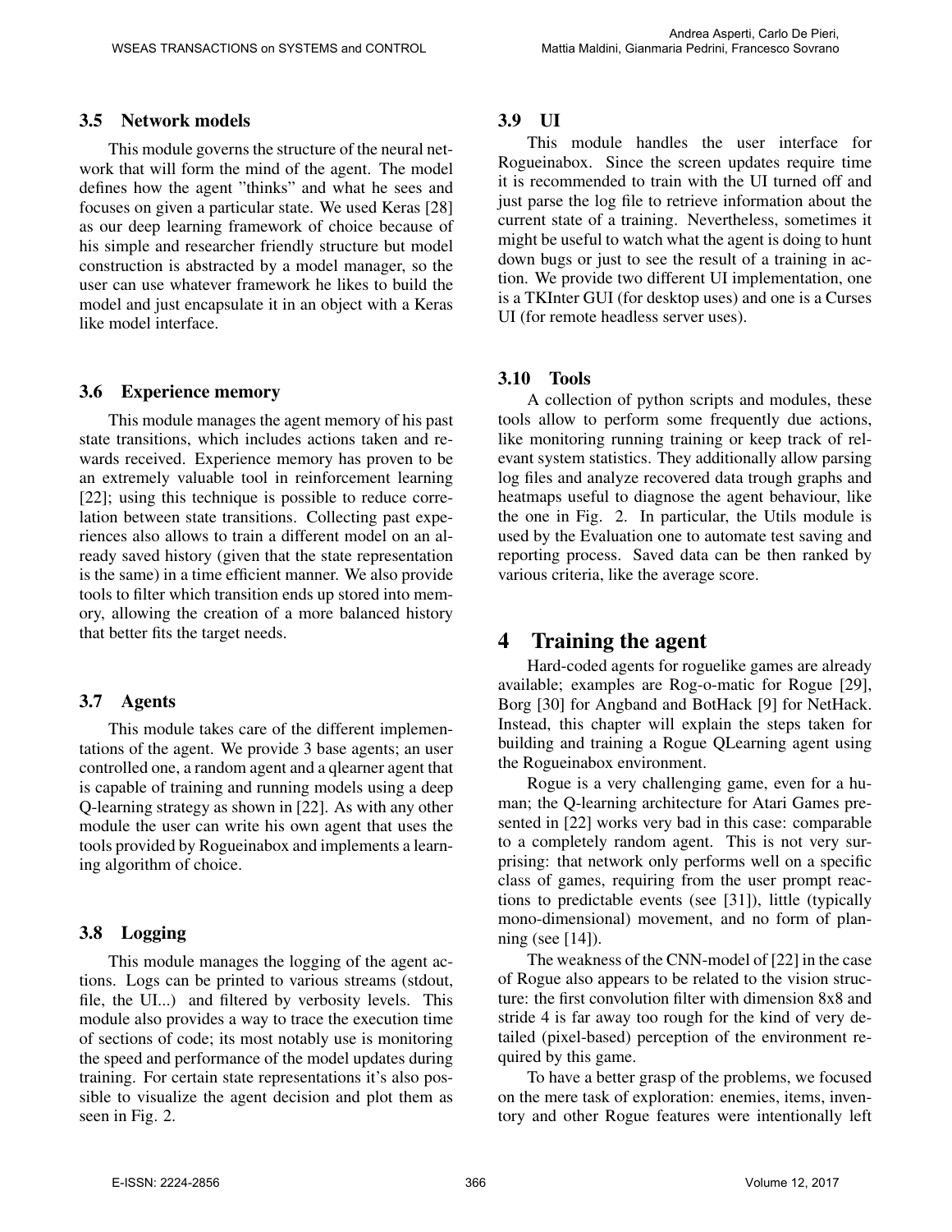### 3.5 Network models

This module governs the structure of the neural network that will form the mind of the agent. The model defines how the agent "thinks" and what he sees and focuses on given a particular state. We used Keras [28] as our deep learning framework of choice because of his simple and researcher friendly structure but model construction is abstracted by a model manager, so the user can use whatever framework he likes to build the model and just encapsulate it in an object with a Keras like model interface.

### 3.6 Experience memory

This module manages the agent memory of his past state transitions, which includes actions taken and rewards received. Experience memory has proven to be an extremely valuable tool in reinforcement learning [22]; using this technique is possible to reduce correlation between state transitions. Collecting past experiences also allows to train a different model on an already saved history (given that the state representation is the same) in a time efficient manner. We also provide tools to filter which transition ends up stored into memory, allowing the creation of a more balanced history that better fits the target needs.

### 3.7 Agents

This module takes care of the different implementations of the agent. We provide 3 base agents; an user controlled one, a random agent and a qlearner agent that is capable of training and running models using a deep Q-learning strategy as shown in [22]. As with any other module the user can write his own agent that uses the tools provided by Rogueinabox and implements a learning algorithm of choice.

### 3.8 Logging

This module manages the logging of the agent actions. Logs can be printed to various streams (stdout, file, the UI...) and filtered by verbosity levels. This module also provides a way to trace the execution time of sections of code; its most notably use is monitoring the speed and performance of the model updates during training. For certain state representations it's also possible to visualize the agent decision and plot them as seen in Fig. 2.

### 3.9 UI

This module handles the user interface for Rogueinabox. Since the screen updates require time it is recommended to train with the UI turned off and just parse the log file to retrieve information about the current state of a training. Nevertheless, sometimes it might be useful to watch what the agent is doing to hunt down bugs or just to see the result of a training in action. We provide two different UI implementation, one is a TKInter GUI (for desktop uses) and one is a Curses UI (for remote headless server uses).

### 3.10 Tools

A collection of python scripts and modules, these tools allow to perform some frequently due actions, like monitoring running training or keep track of relevant system statistics. They additionally allow parsing log files and analyze recovered data trough graphs and heatmaps useful to diagnose the agent behaviour, like the one in Fig. 2. In particular, the Utils module is used by the Evaluation one to automate test saving and reporting process. Saved data can be then ranked by various criteria, like the average score.

## 4 Training the agent

Hard-coded agents for roguelike games are already available; examples are Rog-o-matic for Rogue [29], Borg [30] for Angband and BotHack [9] for NetHack. Instead, this chapter will explain the steps taken for building and training a Rogue QLearning agent using the Rogueinabox environment.

Rogue is a very challenging game, even for a human; the Q-learning architecture for Atari Games presented in [22] works very bad in this case: comparable to a completely random agent. This is not very surprising: that network only performs well on a specific class of games, requiring from the user prompt reactions to predictable events (see [31]), little (typically mono-dimensional) movement, and no form of planning (see [14]).

The weakness of the CNN-model of [22] in the case of Rogue also appears to be related to the vision structure: the first convolution filter with dimension 8x8 and stride 4 is far away too rough for the kind of very detailed (pixel-based) perception of the environment required by this game.

To have a better grasp of the problems, we focused on the mere task of exploration: enemies, items, inventory and other Rogue features were intentionally left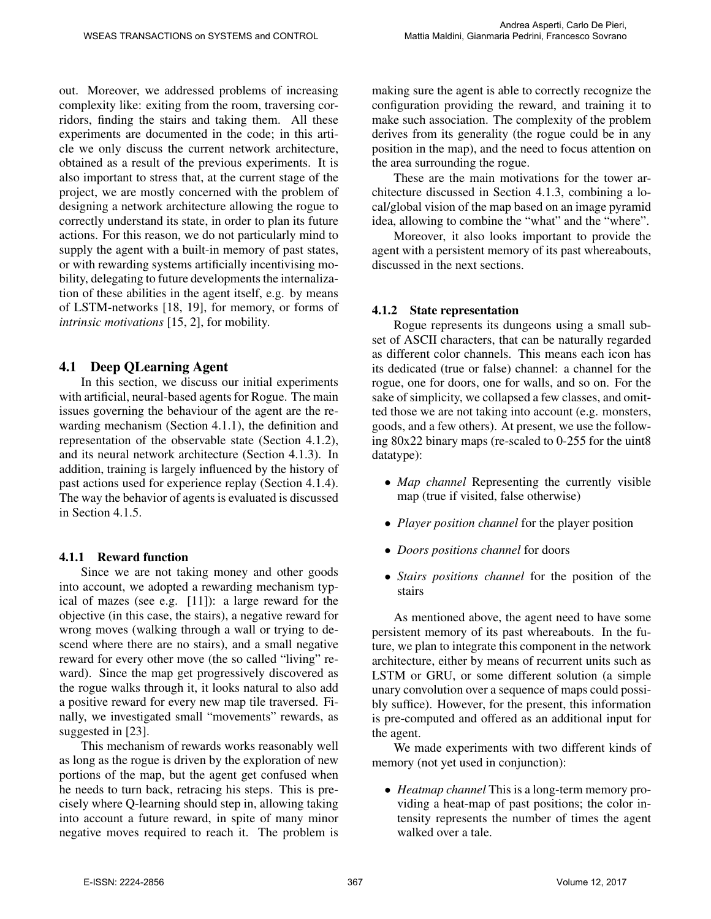out. Moreover, we addressed problems of increasing complexity like: exiting from the room, traversing corridors, finding the stairs and taking them. All these experiments are documented in the code; in this article we only discuss the current network architecture, obtained as a result of the previous experiments. It is also important to stress that, at the current stage of the project, we are mostly concerned with the problem of designing a network architecture allowing the rogue to correctly understand its state, in order to plan its future actions. For this reason, we do not particularly mind to supply the agent with a built-in memory of past states, or with rewarding systems artificially incentivising mobility, delegating to future developments the internalization of these abilities in the agent itself, e.g. by means of LSTM-networks [18, 19], for memory, or forms of *intrinsic motivations* [15, 2], for mobility.

## 4.1 Deep QLearning Agent

In this section, we discuss our initial experiments with artificial, neural-based agents for Rogue. The main issues governing the behaviour of the agent are the rewarding mechanism (Section 4.1.1), the definition and representation of the observable state (Section 4.1.2), and its neural network architecture (Section 4.1.3). In addition, training is largely influenced by the history of past actions used for experience replay (Section 4.1.4). The way the behavior of agents is evaluated is discussed in Section 4.1.5.

### 4.1.1 Reward function

Since we are not taking money and other goods into account, we adopted a rewarding mechanism typical of mazes (see e.g. [11]): a large reward for the objective (in this case, the stairs), a negative reward for wrong moves (walking through a wall or trying to descend where there are no stairs), and a small negative reward for every other move (the so called "living" reward). Since the map get progressively discovered as the rogue walks through it, it looks natural to also add a positive reward for every new map tile traversed. Finally, we investigated small "movements" rewards, as suggested in [23].

This mechanism of rewards works reasonably well as long as the rogue is driven by the exploration of new portions of the map, but the agent get confused when he needs to turn back, retracing his steps. This is precisely where Q-learning should step in, allowing taking into account a future reward, in spite of many minor negative moves required to reach it. The problem is making sure the agent is able to correctly recognize the configuration providing the reward, and training it to make such association. The complexity of the problem derives from its generality (the rogue could be in any position in the map), and the need to focus attention on the area surrounding the rogue.

These are the main motivations for the tower architecture discussed in Section 4.1.3, combining a local/global vision of the map based on an image pyramid idea, allowing to combine the "what" and the "where".

Moreover, it also looks important to provide the agent with a persistent memory of its past whereabouts, discussed in the next sections.

### 4.1.2 State representation

Rogue represents its dungeons using a small subset of ASCII characters, that can be naturally regarded as different color channels. This means each icon has its dedicated (true or false) channel: a channel for the rogue, one for doors, one for walls, and so on. For the sake of simplicity, we collapsed a few classes, and omitted those we are not taking into account (e.g. monsters, goods, and a few others). At present, we use the following 80x22 binary maps (re-scaled to 0-255 for the uint8 datatype):

- *Map channel* Representing the currently visible map (true if visited, false otherwise)
- *Player position channel* for the player position
- *Doors positions channel* for doors
- *Stairs positions channel* for the position of the stairs

As mentioned above, the agent need to have some persistent memory of its past whereabouts. In the future, we plan to integrate this component in the network architecture, either by means of recurrent units such as LSTM or GRU, or some different solution (a simple unary convolution over a sequence of maps could possibly suffice). However, for the present, this information is pre-computed and offered as an additional input for the agent.

We made experiments with two different kinds of memory (not yet used in conjunction):

- *Heatmap channel* This is a long-term memory providing a heat-map of past positions; the color intensity represents the number of times the agent walked over a tale.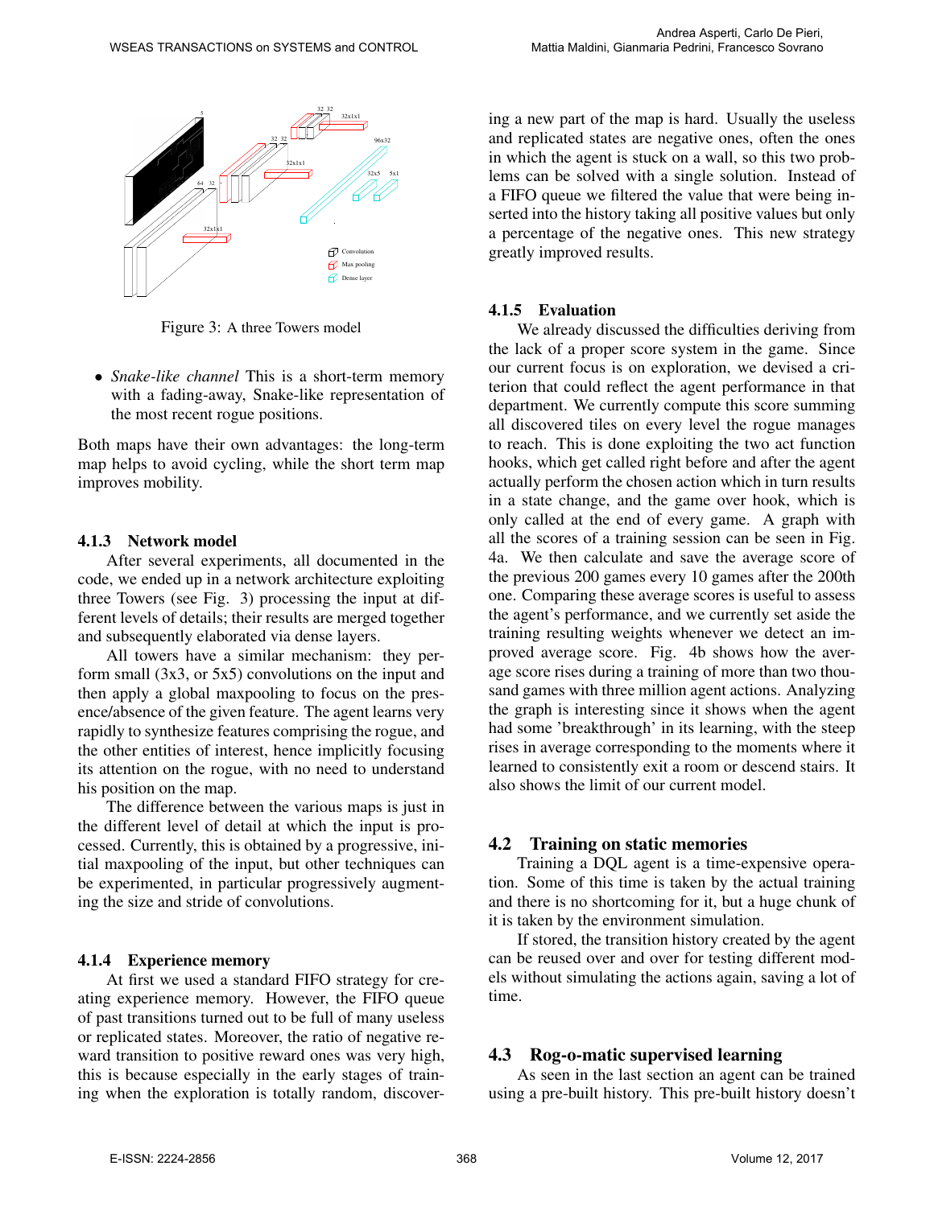Figure 3: A three Towers model

- *Snake-like channel* This is a short-term memory with a fading-away, Snake-like representation of the most recent rogue positions.

Both maps have their own advantages: the long-term map helps to avoid cycling, while the short term map improves mobility.

### 4.1.3 Network model

After several experiments, all documented in the code, we ended up in a network architecture exploiting three Towers (see Fig. 3) processing the input at different levels of details; their results are merged together and subsequently elaborated via dense layers.

All towers have a similar mechanism: they perform small (3x3, or 5x5) convolutions on the input and then apply a global maxpooling to focus on the presence/absence of the given feature. The agent learns very rapidly to synthesize features comprising the rogue, and the other entities of interest, hence implicitly focusing its attention on the rogue, with no need to understand his position on the map.

The difference between the various maps is just in the different level of detail at which the input is processed. Currently, this is obtained by a progressive, initial maxpooling of the input, but other techniques can be experimented, in particular progressively augmenting the size and stride of convolutions.

### 4.1.4 Experience memory

At first we used a standard FIFO strategy for creating experience memory. However, the FIFO queue of past transitions turned out to be full of many useless or replicated states. Moreover, the ratio of negative reward transition to positive reward ones was very high, this is because especially in the early stages of training when the exploration is totally random, discovering a new part of the map is hard. Usually the useless and replicated states are negative ones, often the ones in which the agent is stuck on a wall, so this two problems can be solved with a single solution. Instead of a FIFO queue we filtered the value that were being inserted into the history taking all positive values but only a percentage of the negative ones. This new strategy greatly improved results.

### 4.1.5 Evaluation

We already discussed the difficulties deriving from the lack of a proper score system in the game. Since our current focus is on exploration, we devised a criterion that could reflect the agent performance in that department. We currently compute this score summing all discovered tiles on every level the rogue manages to reach. This is done exploiting the two act function hooks, which get called right before and after the agent actually perform the chosen action which in turn results in a state change, and the game over hook, which is only called at the end of every game. A graph with all the scores of a training session can be seen in Fig. 4a. We then calculate and save the average score of the previous 200 games every 10 games after the 200th one. Comparing these average scores is useful to assess the agent's performance, and we currently set aside the training resulting weights whenever we detect an improved average score. Fig. 4b shows how the average score rises during a training of more than two thousand games with three million agent actions. Analyzing the graph is interesting since it shows when the agent had some 'breakthrough' in its learning, with the steep rises in average score corresponding to the moments where it learned to consistently exit a room or descend stairs. It also shows the limit of our current model.

## 4.2 Training on static memories

Training a DQL agent is a time-expensive operation. Some of this time is taken by the actual training and there is no shortcoming for it, but a huge chunk of it is taken by the environment simulation.

If stored, the transition history created by the agent can be reused over and over for testing different models without simulating the actions again, saving a lot of time.

## 4.3 Rog-o-matic supervised learning

As seen in the last section an agent can be trained using a pre-built history. This pre-built history doesn't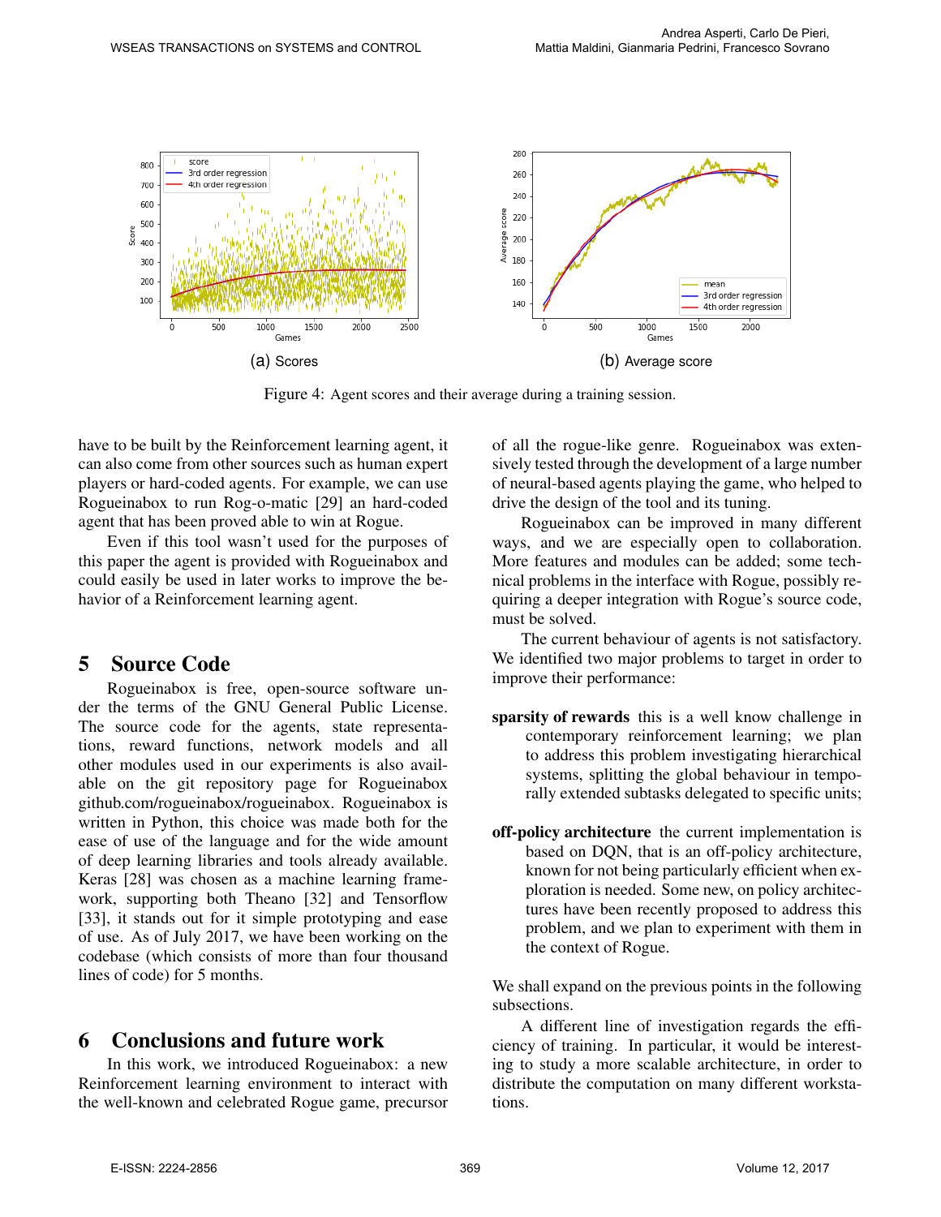(a) Scores

(b) Average score

Figure 4: Agent scores and their average during a training session.

have to be built by the Reinforcement learning agent, it can also come from other sources such as human expert players or hard-coded agents. For example, we can use Rogueinabox to run Rog-o-matic [29] an hard-coded agent that has been proved able to win at Rogue.

Even if this tool wasn't used for the purposes of this paper the agent is provided with Rogueinabox and could easily be used in later works to improve the behavior of a Reinforcement learning agent.

## 5 Source Code

Rogueinabox is free, open-source software under the terms of the GNU General Public License. The source code for the agents, state representations, reward functions, network models and all other modules used in our experiments is also available on the git repository page for Rogueinabox github.com/rogueinabox/rogueinabox. Rogueinabox is written in Python, this choice was made both for the ease of use of the language and for the wide amount of deep learning libraries and tools already available. Keras [28] was chosen as a machine learning framework, supporting both Theano [32] and Tensorflow [33], it stands out for it simple prototyping and ease of use. As of July 2017, we have been working on the codebase (which consists of more than four thousand lines of code) for 5 months.

## 6 Conclusions and future work

In this work, we introduced Rogueinabox: a new Reinforcement learning environment to interact with the well-known and celebrated Rogue game, precursor of all the rogue-like genre. Rogueinabox was extensively tested through the development of a large number of neural-based agents playing the game, who helped to drive the design of the tool and its tuning.

Rogueinabox can be improved in many different ways, and we are especially open to collaboration. More features and modules can be added; some technical problems in the interface with Rogue, possibly requiring a deeper integration with Rogue's source code, must be solved.

The current behaviour of agents is not satisfactory. We identified two major problems to target in order to improve their performance:

**sparsity of rewards** this is a well know challenge in contemporary reinforcement learning; we plan to address this problem investigating hierarchical systems, splitting the global behaviour in temporally extended subtasks delegated to specific units;

**off-policy architecture** the current implementation is based on DQN, that is an off-policy architecture, known for not being particularly efficient when exploration is needed. Some new, on policy architectures have been recently proposed to address this problem, and we plan to experiment with them in the context of Rogue.

We shall expand on the previous points in the following subsections.

A different line of investigation regards the efficiency of training. In particular, it would be interesting to study a more scalable architecture, in order to distribute the computation on many different workstations.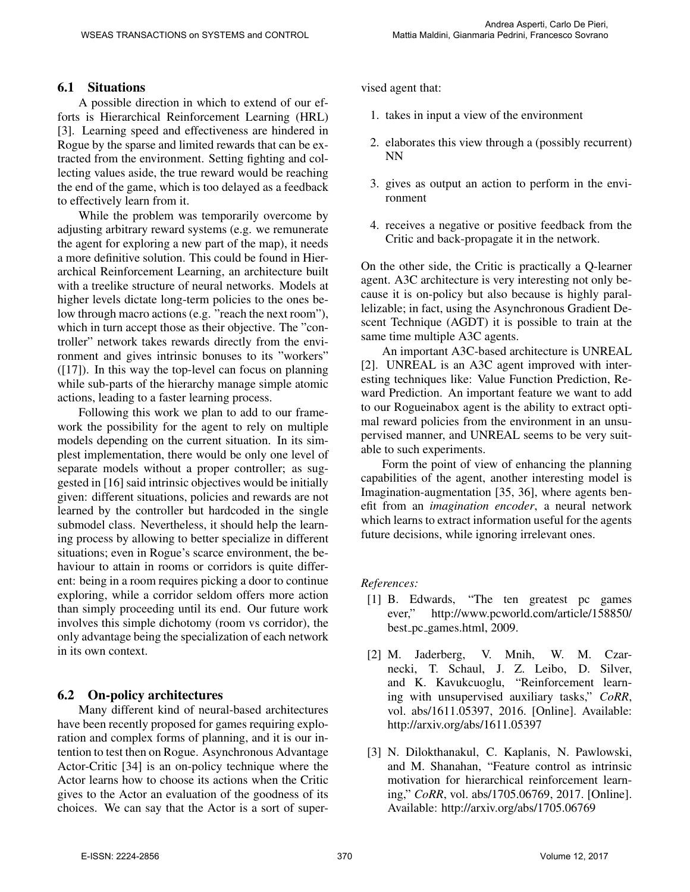### 6.1 Situations

A possible direction in which to extend of our efforts is Hierarchical Reinforcement Learning (HRL) [3]. Learning speed and effectiveness are hindered in Rogue by the sparse and limited rewards that can be extracted from the environment. Setting fighting and collecting values aside, the true reward would be reaching the end of the game, which is too delayed as a feedback to effectively learn from it.

While the problem was temporarily overcome by adjusting arbitrary reward systems (e.g. we remunerate the agent for exploring a new part of the map), it needs a more definitive solution. This could be found in Hierarchical Reinforcement Learning, an architecture built with a treelike structure of neural networks. Models at higher levels dictate long-term policies to the ones below through macro actions (e.g. "reach the next room"), which in turn accept those as their objective. The "controller" network takes rewards directly from the environment and gives intrinsic bonuses to its "workers" ([17]). In this way the top-level can focus on planning while sub-parts of the hierarchy manage simple atomic actions, leading to a faster learning process.

Following this work we plan to add to our framework the possibility for the agent to rely on multiple models depending on the current situation. In its simplest implementation, there would be only one level of separate models without a proper controller; as suggested in [16] said intrinsic objectives would be initially given: different situations, policies and rewards are not learned by the controller but hardcoded in the single submodel class. Nevertheless, it should help the learning process by allowing to better specialize in different situations; even in Rogue's scarce environment, the behaviour to attain in rooms or corridors is quite different: being in a room requires picking a door to continue exploring, while a corridor seldom offers more action than simply proceeding until its end. Our future work involves this simple dichotomy (room vs corridor), the only advantage being the specialization of each network in its own context.

### 6.2 On-policy architectures

Many different kind of neural-based architectures have been recently proposed for games requiring exploration and complex forms of planning, and it is our intention to test then on Rogue. Asynchronous Advantage Actor-Critic [34] is an on-policy technique where the Actor learns how to choose its actions when the Critic gives to the Actor an evaluation of the goodness of its choices. We can say that the Actor is a sort of supervised agent that:

1. takes in input a view of the environment
2. elaborates this view through a (possibly recurrent) NN
3. gives as output an action to perform in the environment
4. receives a negative or positive feedback from the Critic and back-propagate it in the network.

On the other side, the Critic is practically a Q-learner agent. A3C architecture is very interesting not only because it is on-policy but also because is highly parallelizable; in fact, using the Asynchronous Gradient Descent Technique (AGDT) it is possible to train at the same time multiple A3C agents.

An important A3C-based architecture is UNREAL [2]. UNREAL is an A3C agent improved with interesting techniques like: Value Function Prediction, Reward Prediction. An important feature we want to add to our Rogueinabox agent is the ability to extract optimal reward policies from the environment in an unsupervised manner, and UNREAL seems to be very suitable to such experiments.

Form the point of view of enhancing the planning capabilities of the agent, another interesting model is Imagination-augmentation [35, 36], where agents benefit from an *imagination encoder*, a neural network which learns to extract information useful for the agents future decisions, while ignoring irrelevant ones.

*References:*

[1] B. Edwards, "The ten greatest pc games ever," http://www.pcworld.com/article/158850/best_pc_games.html, 2009.

[2] M. Jaderberg, V. Mnih, W. M. Czarnecki, T. Schaul, J. Z. Leibo, D. Silver, and K. Kavukcuoglu, "Reinforcement learning with unsupervised auxiliary tasks," *CoRR*, vol. abs/1611.05397, 2016. [Online]. Available: http://arxiv.org/abs/1611.05397

[3] N. Dilokthanakul, C. Kaplanis, N. Pawlowski, and M. Shanahan, "Feature control as intrinsic motivation for hierarchical reinforcement learning," *CoRR*, vol. abs/1705.06769, 2017. [Online]. Available: http://arxiv.org/abs/1705.06769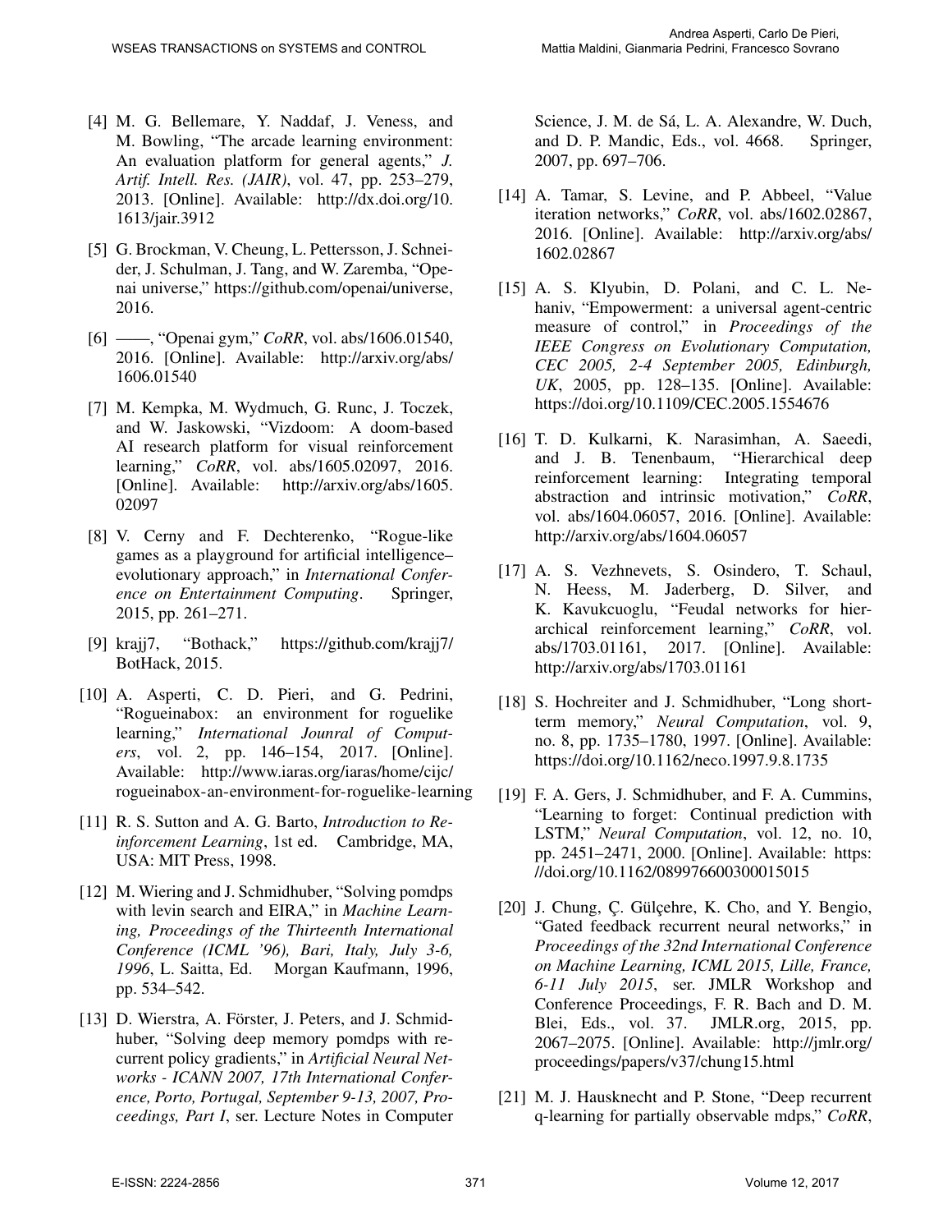[4] M. G. Bellemare, Y. Naddaf, J. Veness, and M. Bowling, "The arcade learning environment: An evaluation platform for general agents," *J. Artif. Intell. Res. (JAIR)*, vol. 47, pp. 253–279, 2013. [Online]. Available: http://dx.doi.org/10.1613/jair.3912

[5] G. Brockman, V. Cheung, L. Pettersson, J. Schneider, J. Schulman, J. Tang, and W. Zaremba, "Openai universe," https://github.com/openai/universe, 2016.

[6] ——, "Openai gym," *CoRR*, vol. abs/1606.01540, 2016. [Online]. Available: http://arxiv.org/abs/1606.01540

[7] M. Kempka, M. Wydmuch, G. Runc, J. Toczek, and W. Jaskowski, "Vizdoom: A doom-based AI research platform for visual reinforcement learning," *CoRR*, vol. abs/1605.02097, 2016. [Online]. Available: http://arxiv.org/abs/1605.02097

[8] V. Cerny and F. Dechterenko, "Rogue-like games as a playground for artificial intelligence–evolutionary approach," in *International Conference on Entertainment Computing*. Springer, 2015, pp. 261–271.

[9] krajj7, "Bothack," https://github.com/krajj7/BotHack, 2015.

[10] A. Asperti, C. D. Pieri, and G. Pedrini, "Rogueinabox: an environment for roguelike learning," *International Jounral of Computers*, vol. 2, pp. 146–154, 2017. [Online]. Available: http://www.iaras.org/iaras/home/cijc/rogueinabox-an-environment-for-roguelike-learning

[11] R. S. Sutton and A. G. Barto, *Introduction to Reinforcement Learning*, 1st ed. Cambridge, MA, USA: MIT Press, 1998.

[12] M. Wiering and J. Schmidhuber, "Solving pomdps with levin search and EIRA," in *Machine Learning, Proceedings of the Thirteenth International Conference (ICML '96), Bari, Italy, July 3-6, 1996*, L. Saitta, Ed. Morgan Kaufmann, 1996, pp. 534–542.

[13] D. Wierstra, A. Förster, J. Peters, and J. Schmidhuber, "Solving deep memory pomdps with recurrent policy gradients," in *Artificial Neural Networks - ICANN 2007, 17th International Conference, Porto, Portugal, September 9-13, 2007, Proceedings, Part I*, ser. Lecture Notes in Computer Science, J. M. de Sá, L. A. Alexandre, W. Duch, and D. P. Mandic, Eds., vol. 4668. Springer, 2007, pp. 697–706.

[14] A. Tamar, S. Levine, and P. Abbeel, "Value iteration networks," *CoRR*, vol. abs/1602.02867, 2016. [Online]. Available: http://arxiv.org/abs/1602.02867

[15] A. S. Klyubin, D. Polani, and C. L. Nehaniv, "Empowerment: a universal agent-centric measure of control," in *Proceedings of the IEEE Congress on Evolutionary Computation, CEC 2005, 2-4 September 2005, Edinburgh, UK*, 2005, pp. 128–135. [Online]. Available: https://doi.org/10.1109/CEC.2005.1554676

[16] T. D. Kulkarni, K. Narasimhan, A. Saeedi, and J. B. Tenenbaum, "Hierarchical deep reinforcement learning: Integrating temporal abstraction and intrinsic motivation," *CoRR*, vol. abs/1604.06057, 2016. [Online]. Available: http://arxiv.org/abs/1604.06057

[17] A. S. Vezhnevets, S. Osindero, T. Schaul, N. Heess, M. Jaderberg, D. Silver, and K. Kavukcuoglu, "Feudal networks for hierarchical reinforcement learning," *CoRR*, vol. abs/1703.01161, 2017. [Online]. Available: http://arxiv.org/abs/1703.01161

[18] S. Hochreiter and J. Schmidhuber, "Long short-term memory," *Neural Computation*, vol. 9, no. 8, pp. 1735–1780, 1997. [Online]. Available: https://doi.org/10.1162/neco.1997.9.8.1735

[19] F. A. Gers, J. Schmidhuber, and F. A. Cummins, "Learning to forget: Continual prediction with LSTM," *Neural Computation*, vol. 12, no. 10, pp. 2451–2471, 2000. [Online]. Available: https://doi.org/10.1162/089976600300015015

[20] J. Chung, Ç. Gülçehre, K. Cho, and Y. Bengio, "Gated feedback recurrent neural networks," in *Proceedings of the 32nd International Conference on Machine Learning, ICML 2015, Lille, France, 6-11 July 2015*, ser. JMLR Workshop and Conference Proceedings, F. R. Bach and D. M. Blei, Eds., vol. 37. JMLR.org, 2015, pp. 2067–2075. [Online]. Available: http://jmlr.org/proceedings/papers/v37/chung15.html

[21] M. J. Hausknecht and P. Stone, "Deep recurrent q-learning for partially observable mdps," *CoRR*,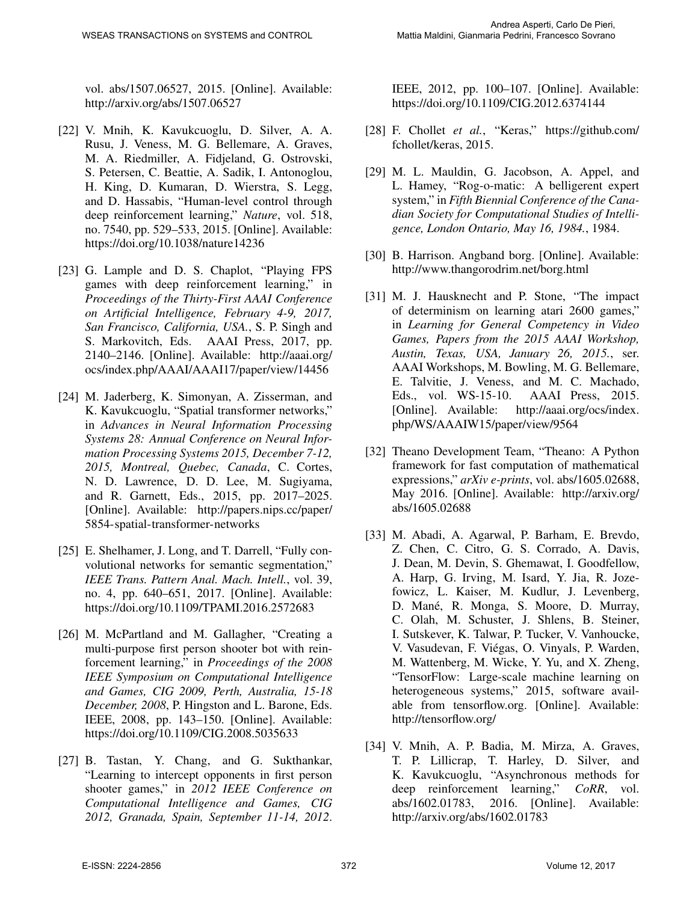vol. abs/1507.06527, 2015. [Online]. Available: http://arxiv.org/abs/1507.06527

[22] V. Mnih, K. Kavukcuoglu, D. Silver, A. A. Rusu, J. Veness, M. G. Bellemare, A. Graves, M. A. Riedmiller, A. Fidjeland, G. Ostrovski, S. Petersen, C. Beattie, A. Sadik, I. Antonoglou, H. King, D. Kumaran, D. Wierstra, S. Legg, and D. Hassabis, "Human-level control through deep reinforcement learning," *Nature*, vol. 518, no. 7540, pp. 529–533, 2015. [Online]. Available: https://doi.org/10.1038/nature14236

[23] G. Lample and D. S. Chaplot, "Playing FPS games with deep reinforcement learning," in *Proceedings of the Thirty-First AAAI Conference on Artificial Intelligence, February 4-9, 2017, San Francisco, California, USA.*, S. P. Singh and S. Markovitch, Eds. AAAI Press, 2017, pp. 2140–2146. [Online]. Available: http://aaai.org/ocs/index.php/AAAI/AAAI17/paper/view/14456

[24] M. Jaderberg, K. Simonyan, A. Zisserman, and K. Kavukcuoglu, "Spatial transformer networks," in *Advances in Neural Information Processing Systems 28: Annual Conference on Neural Information Processing Systems 2015, December 7-12, 2015, Montreal, Quebec, Canada*, C. Cortes, N. D. Lawrence, D. D. Lee, M. Sugiyama, and R. Garnett, Eds., 2015, pp. 2017–2025. [Online]. Available: http://papers.nips.cc/paper/5854-spatial-transformer-networks

[25] E. Shelhamer, J. Long, and T. Darrell, "Fully convolutional networks for semantic segmentation," *IEEE Trans. Pattern Anal. Mach. Intell.*, vol. 39, no. 4, pp. 640–651, 2017. [Online]. Available: https://doi.org/10.1109/TPAMI.2016.2572683

[26] M. McPartland and M. Gallagher, "Creating a multi-purpose first person shooter bot with reinforcement learning," in *Proceedings of the 2008 IEEE Symposium on Computational Intelligence and Games, CIG 2009, Perth, Australia, 15-18 December, 2008*, P. Hingston and L. Barone, Eds. IEEE, 2008, pp. 143–150. [Online]. Available: https://doi.org/10.1109/CIG.2008.5035633

[27] B. Tastan, Y. Chang, and G. Sukthankar, "Learning to intercept opponents in first person shooter games," in *2012 IEEE Conference on Computational Intelligence and Games, CIG 2012, Granada, Spain, September 11-14, 2012*. IEEE, 2012, pp. 100–107. [Online]. Available: https://doi.org/10.1109/CIG.2012.6374144

[28] F. Chollet *et al.*, "Keras," https://github.com/fchollet/keras, 2015.

[29] M. L. Mauldin, G. Jacobson, A. Appel, and L. Hamey, "Rog-o-matic: A belligerent expert system," in *Fifth Biennial Conference of the Canadian Society for Computational Studies of Intelligence, London Ontario, May 16, 1984.*, 1984.

[30] B. Harrison. Angband borg. [Online]. Available: http://www.thangorodrim.net/borg.html

[31] M. J. Hausknecht and P. Stone, "The impact of determinism on learning atari 2600 games," in *Learning for General Competency in Video Games, Papers from the 2015 AAAI Workshop, Austin, Texas, USA, January 26, 2015.*, ser. AAAI Workshops, M. Bowling, M. G. Bellemare, E. Talvitie, J. Veness, and M. C. Machado, Eds., vol. WS-15-10. AAAI Press, 2015. [Online]. Available: http://aaai.org/ocs/index.php/WS/AAAIW15/paper/view/9564

[32] Theano Development Team, "Theano: A Python framework for fast computation of mathematical expressions," *arXiv e-prints*, vol. abs/1605.02688, May 2016. [Online]. Available: http://arxiv.org/abs/1605.02688

[33] M. Abadi, A. Agarwal, P. Barham, E. Brevdo, Z. Chen, C. Citro, G. S. Corrado, A. Davis, J. Dean, M. Devin, S. Ghemawat, I. Goodfellow, A. Harp, G. Irving, M. Isard, Y. Jia, R. Jozefowicz, L. Kaiser, M. Kudlur, J. Levenberg, D. Mané, R. Monga, S. Moore, D. Murray, C. Olah, M. Schuster, J. Shlens, B. Steiner, I. Sutskever, K. Talwar, P. Tucker, V. Vanhoucke, V. Vasudevan, F. Viégas, O. Vinyals, P. Warden, M. Wattenberg, M. Wicke, Y. Yu, and X. Zheng, "TensorFlow: Large-scale machine learning on heterogeneous systems," 2015, software available from tensorflow.org. [Online]. Available: http://tensorflow.org/

[34] V. Mnih, A. P. Badia, M. Mirza, A. Graves, T. P. Lillicrap, T. Harley, D. Silver, and K. Kavukcuoglu, "Asynchronous methods for deep reinforcement learning," *CoRR*, vol. abs/1602.01783, 2016. [Online]. Available: http://arxiv.org/abs/1602.01783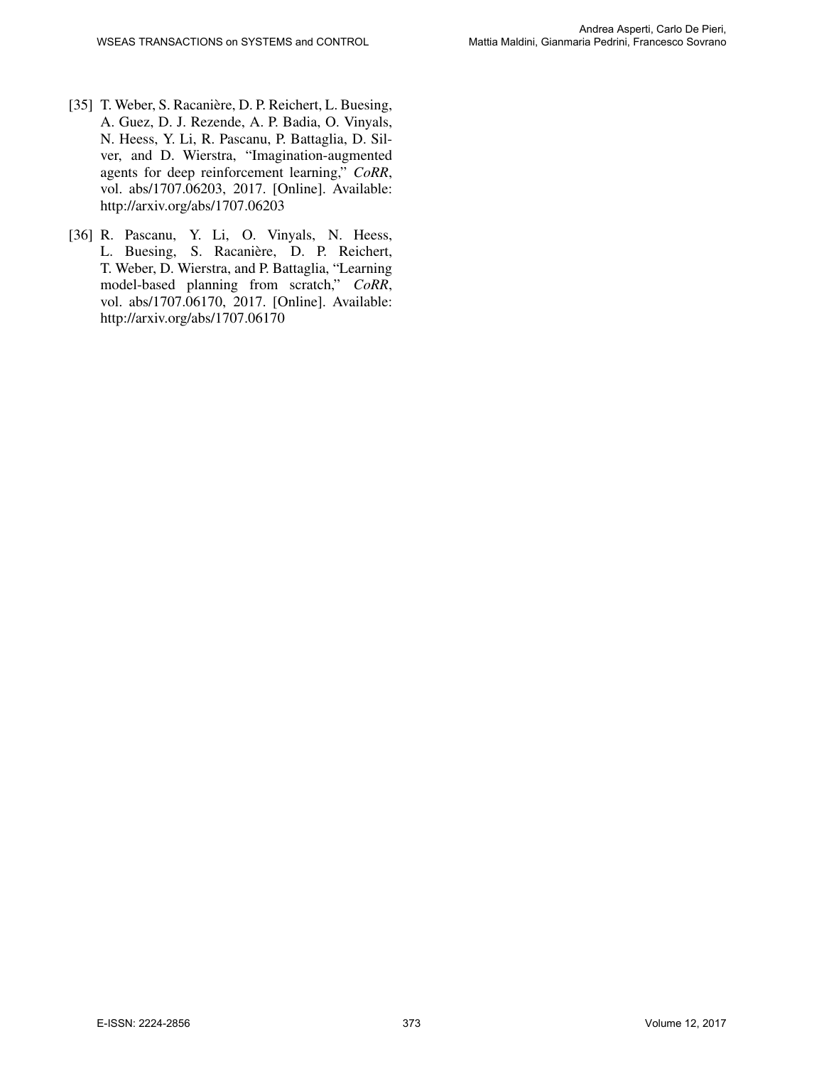[35] T. Weber, S. Racanière, D. P. Reichert, L. Buesing, A. Guez, D. J. Rezende, A. P. Badia, O. Vinyals, N. Heess, Y. Li, R. Pascanu, P. Battaglia, D. Silver, and D. Wierstra, "Imagination-augmented agents for deep reinforcement learning," *CoRR*, vol. abs/1707.06203, 2017. [Online]. Available: http://arxiv.org/abs/1707.06203

[36] R. Pascanu, Y. Li, O. Vinyals, N. Heess, L. Buesing, S. Racanière, D. P. Reichert, T. Weber, D. Wierstra, and P. Battaglia, "Learning model-based planning from scratch," *CoRR*, vol. abs/1707.06170, 2017. [Online]. Available: http://arxiv.org/abs/1707.06170